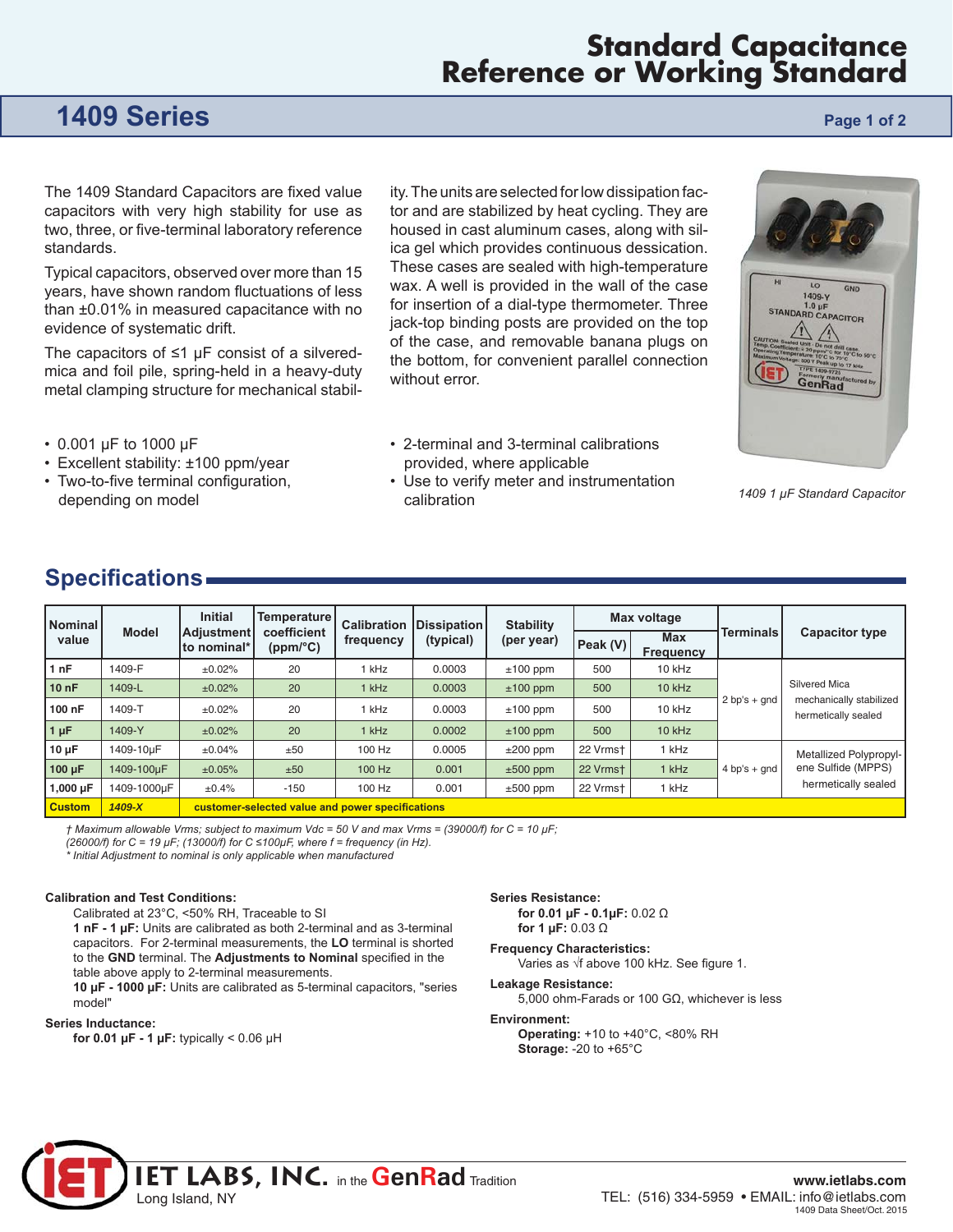# Standard Capacitance Reference or Working Standard

## 1409 Series

The 1409 Standard Capacitors are fixed value capacitors with very high stability for use as two, three, or five-terminal laboratory reference standards.

Typical capacitors, observed over more than 15 years, have shown random fluctuations of less than ±0.01% in measured capacitance with no evidence of systematic drift.

The capacitors of ≤1 µF consist of a silvered-mica and foil pile, spring-held in a heavy-duty metal clamping structure for mechanical stability. The units are selected for low dissipation factor and are stabilized by heat cycling. They are housed in cast aluminum cases, along with silica gel which provides continuous dessication. These cases are sealed with high-temperature wax. A well is provided in the wall of the case for insertion of a dial-type thermometer. Three jack-top binding posts are provided on the top of the case, and removable banana plugs on the bottom, for convenient parallel connection without error.

*1409 1 µF Standard Capacitor*

- 0.001 µF to 1000 µF
- Excellent stability: ±100 ppm/year
- Two-to-five terminal configuration, depending on model
- 2-terminal and 3-terminal calibrations provided, where applicable
- Use to verify meter and instrumentation calibration

## Specifications

| Nominal value | Model | Initial Adjustment to nominal* | Temperature coefficient (ppm/°C) | Calibration frequency | Dissipation (typical) | Stability (per year) | Max voltage | | Terminals | Capacitor type |
|---|---|---|---|---|---|---|---|---|---|---|
| | | | | | | | Peak (V) | Max Frequency | | |
| 1 nF | 1409-F | ±0.02% | 20 | 1 kHz | 0.0003 | ±100 ppm | 500 | 10 kHz | 2 bp's + gnd | Silvered Mica mechanically stabilized hermetically sealed |
| 10 nF | 1409-L | ±0.02% | 20 | 1 kHz | 0.0003 | ±100 ppm | 500 | 10 kHz | | |
| 100 nF | 1409-T | ±0.02% | 20 | 1 kHz | 0.0003 | ±100 ppm | 500 | 10 kHz | | |
| 1 µF | 1409-Y | ±0.02% | 20 | 1 kHz | 0.0002 | ±100 ppm | 500 | 10 kHz | | |
| 10 µF | 1409-10µF | ±0.04% | ±50 | 100 Hz | 0.0005 | ±200 ppm | 22 Vrms† | 1 kHz | 4 bp's + gnd | Metallized Polypropylene Sulfide (MPPS) hermetically sealed |
| 100 µF | 1409-100µF | ±0.05% | ±50 | 100 Hz | 0.001 | ±500 ppm | 22 Vrms† | 1 kHz | | |
| 1,000 µF | 1409-1000µF | ±0.4% | -150 | 100 Hz | 0.001 | ±500 ppm | 22 Vrms† | 1 kHz | | |
| Custom | 1409-X | customer-selected value and power specifications | | | | | | | | |

*† Maximum allowable Vrms; subject to maximum Vdc = 50 V and max Vrms = (39000/f) for C = 10 µF; (26000/f) for C = 19 µF; (13000/f) for C ≤100µF, where f = frequency (in Hz).*
*\* Initial Adjustment to nominal is only applicable when manufactured*

**Calibration and Test Conditions:**

Calibrated at 23°C, <50% RH, Traceable to SI

**1 nF - 1 µF:** Units are calibrated as both 2-terminal and as 3-terminal capacitors. For 2-terminal measurements, the **LO** terminal is shorted to the **GND** terminal. The **Adjustments to Nominal** specified in the table above apply to 2-terminal measurements.

**10 µF - 1000 µF:** Units are calibrated as 5-terminal capacitors, "series model"

**Series Inductance:**

**for 0.01 µF - 1 µF:** typically < 0.06 µH

**Series Resistance:**

**for 0.01 µF - 0.1µF:** 0.02 Ω
**for 1 µF:** 0.03 Ω

**Frequency Characteristics:**

Varies as $\sqrt{f}$ above 100 kHz. See figure 1.

**Leakage Resistance:**

5,000 ohm-Farads or 100 GΩ, whichever is less

**Environment:**

**Operating:** +10 to +40°C, <80% RH
**Storage:** -20 to +65°C

IET LABS, INC. in the GenRad Tradition
Long Island, NY

www.ietlabs.com
TEL: (516) 334-5959 • EMAIL: info@ietlabs.com
1409 Data Sheet/Oct. 2015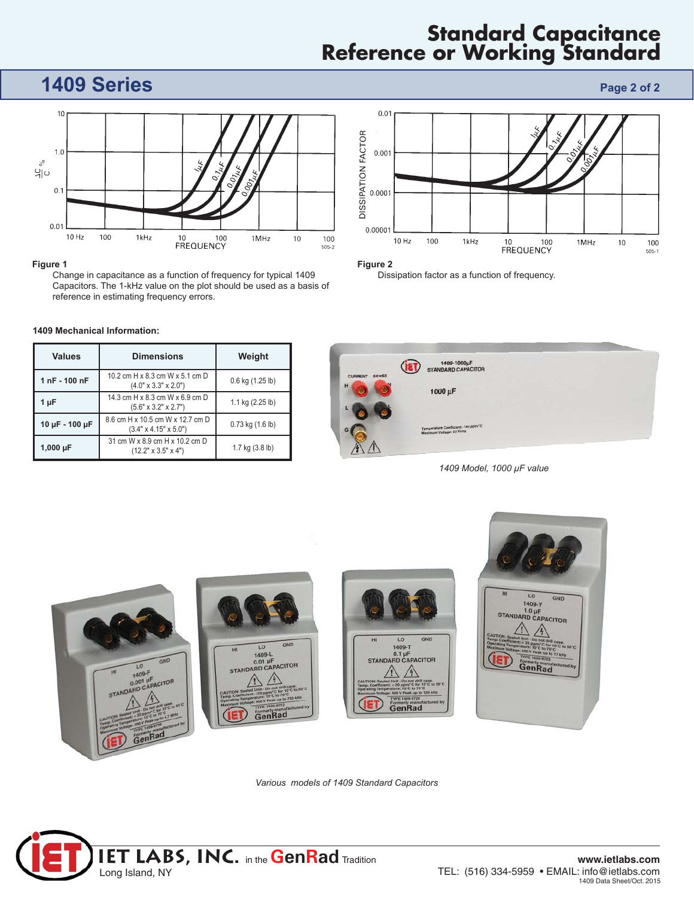# Standard Capacitance Reference or Working Standard

## 1409 Series

10
1.0
0.1
0.01
$\frac{\Delta C}{C}$ %
1μF
0.1μF
0.01μF
0.001μF
10 Hz 100 1kHz 10 100 1MHz 10 100
FREQUENCY
505-2

**Figure 1**

Change in capacitance as a function of frequency for typical 1409 Capacitors. The 1-kHz value on the plot should be used as a basis of reference in estimating frequency errors.

0.01
0.001
0.0001
0.00001
DISSIPATION FACTOR
1μF
0.1μF
0.01μF
0.001μF
10 Hz 100 1kHz 10 100 1MHz 10 100
FREQUENCY
505-1

**Figure 2**

Dissipation factor as a function of frequency.

**1409 Mechanical Information:**

| Values | Dimensions | Weight |
|---|---|---|
| 1 nF - 100 nF | 10.2 cm H x 8.3 cm W x 5.1 cm D (4.0" x 3.3" x 2.0") | 0.6 kg (1.25 lb) |
| 1 μF | 14.3 cm H x 8.3 cm W x 6.9 cm D (5.6" x 3.2" x 2.7") | 1.1 kg (2.25 lb) |
| 10 μF - 100 μF | 8.6 cm H x 10.5 cm W x 12.7 cm D (3.4" x 4.15" x 5.0") | 0.73 kg (1.6 lb) |
| 1,000 μF | 31 cm W x 8.9 cm H x 10.2 cm D (12.2" x 3.5" x 4") | 1.7 kg (3.8 lb) |

*1409 Model, 1000 μF value*

*Various models of 1409 Standard Capacitors*

IET LABS, INC. in the GenRad Tradition
Long Island, NY

www.ietlabs.com
TEL: (516) 334-5959 • EMAIL: info@ietlabs.com
1409 Data Sheet/Oct. 2015